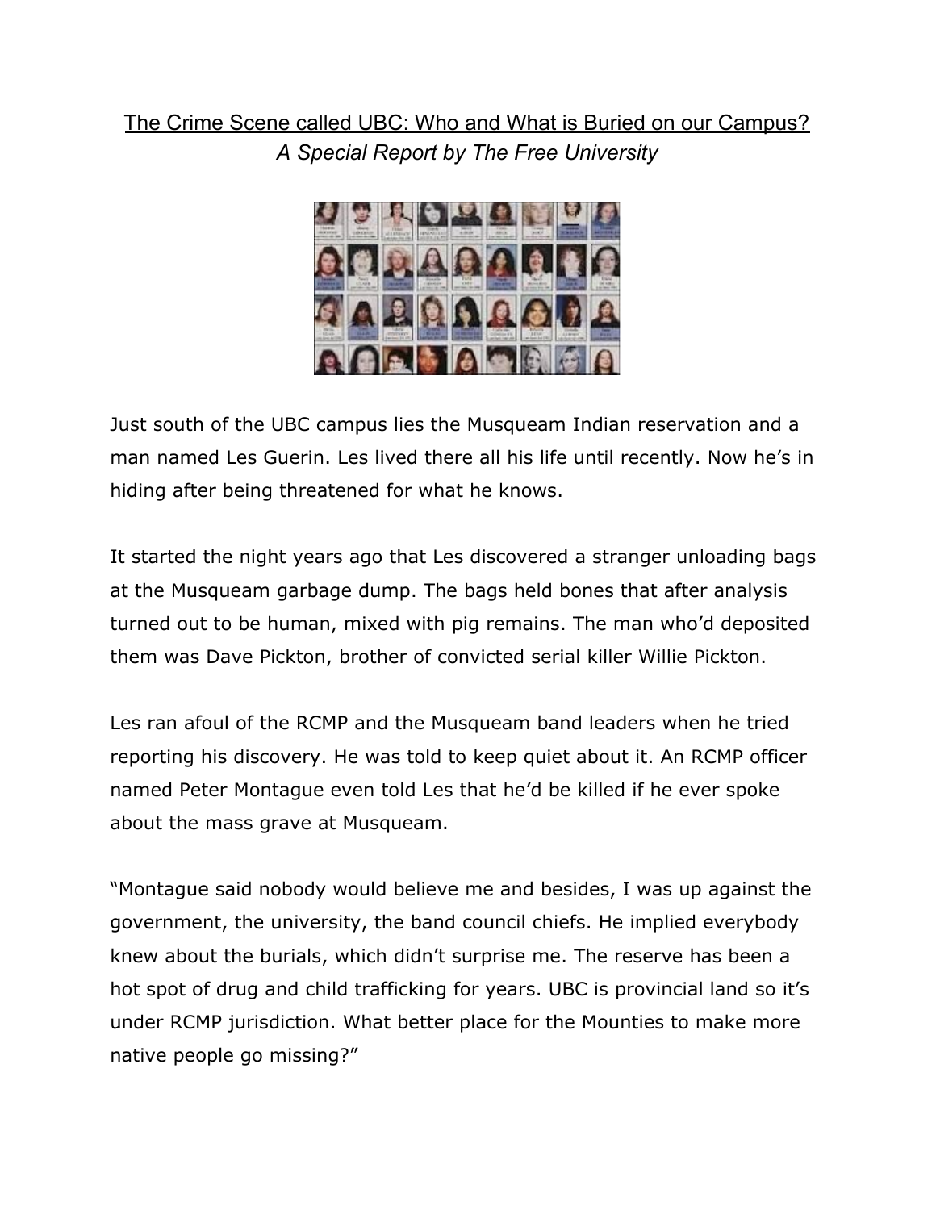# The Crime Scene called UBC: Who and What is Buried on our Campus?

*A Special Report by The Free University*

Just south of the UBC campus lies the Musqueam Indian reservation and a man named Les Guerin. Les lived there all his life until recently. Now he's in hiding after being threatened for what he knows.

It started the night years ago that Les discovered a stranger unloading bags at the Musqueam garbage dump. The bags held bones that after analysis turned out to be human, mixed with pig remains. The man who'd deposited them was Dave Pickton, brother of convicted serial killer Willie Pickton.

Les ran afoul of the RCMP and the Musqueam band leaders when he tried reporting his discovery. He was told to keep quiet about it. An RCMP officer named Peter Montague even told Les that he'd be killed if he ever spoke about the mass grave at Musqueam.

"Montague said nobody would believe me and besides, I was up against the government, the university, the band council chiefs. He implied everybody knew about the burials, which didn't surprise me. The reserve has been a hot spot of drug and child trafficking for years. UBC is provincial land so it's under RCMP jurisdiction. What better place for the Mounties to make more native people go missing?"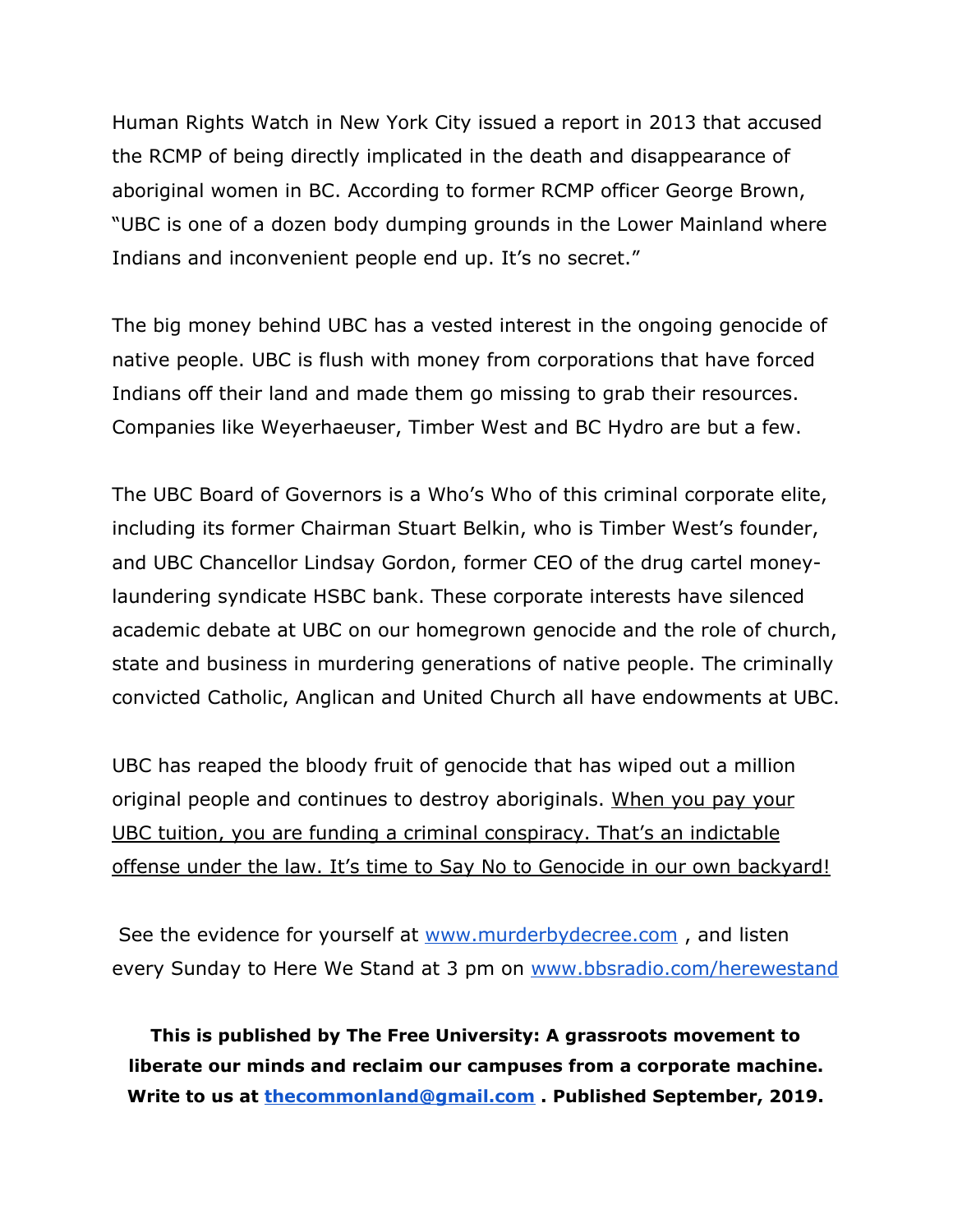Human Rights Watch in New York City issued a report in 2013 that accused the RCMP of being directly implicated in the death and disappearance of aboriginal women in BC. According to former RCMP officer George Brown, "UBC is one of a dozen body dumping grounds in the Lower Mainland where Indians and inconvenient people end up. It's no secret."

The big money behind UBC has a vested interest in the ongoing genocide of native people. UBC is flush with money from corporations that have forced Indians off their land and made them go missing to grab their resources. Companies like Weyerhaeuser, Timber West and BC Hydro are but a few.

The UBC Board of Governors is a Who's Who of this criminal corporate elite, including its former Chairman Stuart Belkin, who is Timber West's founder, and UBC Chancellor Lindsay Gordon, former CEO of the drug cartel money-laundering syndicate HSBC bank. These corporate interests have silenced academic debate at UBC on our homegrown genocide and the role of church, state and business in murdering generations of native people. The criminally convicted Catholic, Anglican and United Church all have endowments at UBC.

UBC has reaped the bloody fruit of genocide that has wiped out a million original people and continues to destroy aboriginals. <u>When you pay your UBC tuition, you are funding a criminal conspiracy. That's an indictable offense under the law. It's time to Say No to Genocide in our own backyard!</u>

See the evidence for yourself at [www.murderbydecree.com](http://www.murderbydecree.com) , and listen every Sunday to Here We Stand at 3 pm on [www.bbsradio.com/herewestand](http://www.bbsradio.com/herewestand)

**This is published by The Free University: A grassroots movement to liberate our minds and reclaim our campuses from a corporate machine. Write to us at [thecommonland@gmail.com](mailto:thecommonland@gmail.com) . Published September, 2019.**